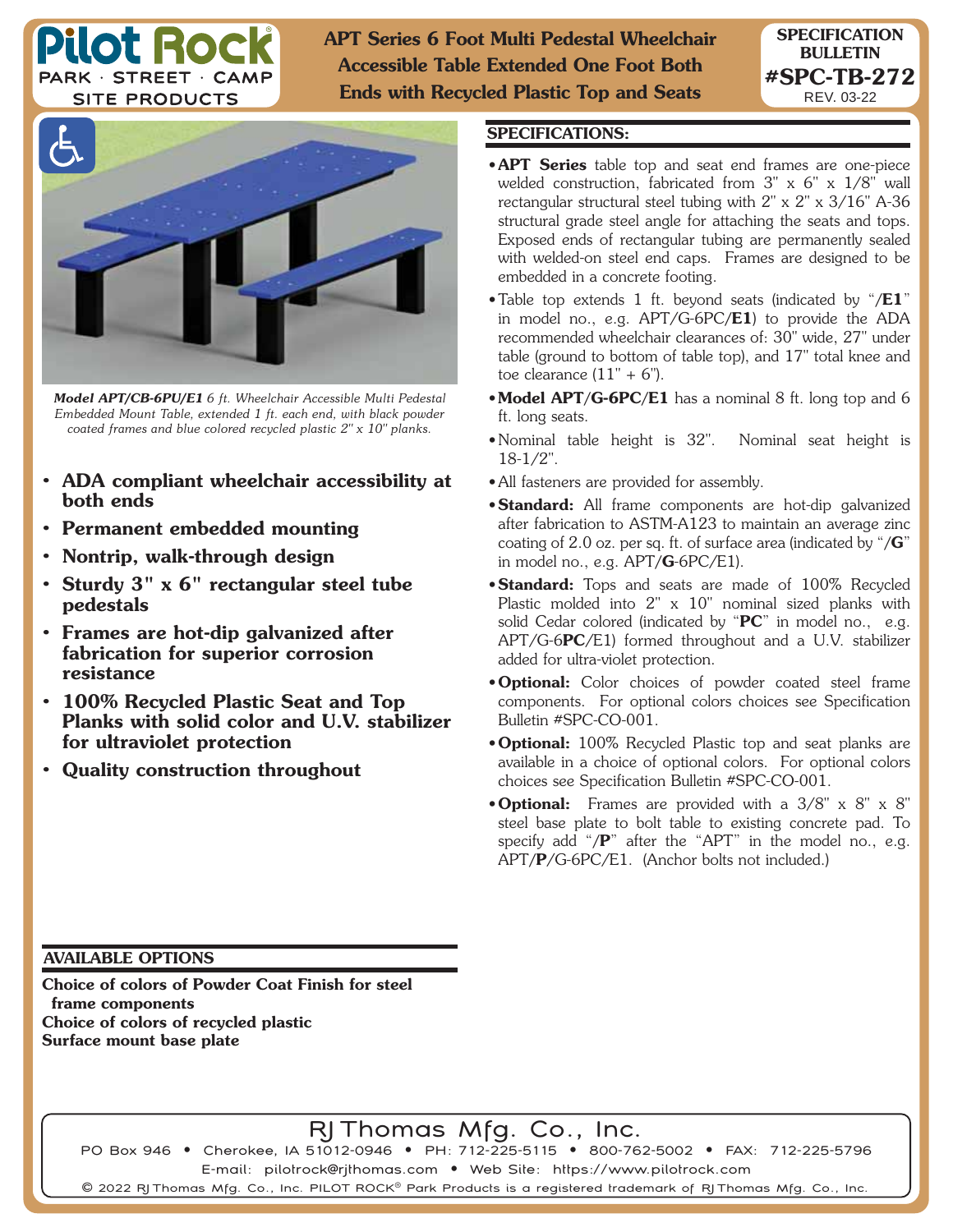# APT Series 6 Foot Multi Pedestal Wheelchair Accessible Table Extended One Foot Both Ends with Recycled Plastic Top and Seats

**Pilot Rock** PARK · STREET · CAMP SITE PRODUCTS

**SPECIFICATION BULLETIN #SPC-TB-272**
REV. 03-22

***Model APT/CB-6PU/E1*** *6 ft. Wheelchair Accessible Multi Pedestal Embedded Mount Table, extended 1 ft. each end, with black powder coated frames and blue colored recycled plastic 2" x 10" planks.*

- **ADA compliant wheelchair accessibility at both ends**
- **Permanent embedded mounting**
- **Nontrip, walk-through design**
- **Sturdy 3" x 6" rectangular steel tube pedestals**
- **Frames are hot-dip galvanized after fabrication for superior corrosion resistance**
- **100% Recycled Plastic Seat and Top Planks with solid color and U.V. stabilizer for ultraviolet protection**
- **Quality construction throughout**

## SPECIFICATIONS:

- **APT Series** table top and seat end frames are one-piece welded construction, fabricated from 3" x 6" x 1/8" wall rectangular structural steel tubing with 2" x 2" x 3/16" A-36 structural grade steel angle for attaching the seats and tops. Exposed ends of rectangular tubing are permanently sealed with welded-on steel end caps. Frames are designed to be embedded in a concrete footing.
- Table top extends 1 ft. beyond seats (indicated by "/**E1**" in model no., e.g. APT/G-6PC/**E1**) to provide the ADA recommended wheelchair clearances of: 30" wide, 27" under table (ground to bottom of table top), and 17" total knee and toe clearance (11" + 6").
- **Model APT/G-6PC/E1** has a nominal 8 ft. long top and 6 ft. long seats.
- Nominal table height is 32". Nominal seat height is 18-1/2".
- All fasteners are provided for assembly.
- **Standard:** All frame components are hot-dip galvanized after fabrication to ASTM-A123 to maintain an average zinc coating of 2.0 oz. per sq. ft. of surface area (indicated by "/**G**" in model no., e.g. APT/**G**-6PC/E1).
- **Standard:** Tops and seats are made of 100% Recycled Plastic molded into 2" x 10" nominal sized planks with solid Cedar colored (indicated by "**PC**" in model no., e.g. APT/G-6**PC**/E1) formed throughout and a U.V. stabilizer added for ultra-violet protection.
- **Optional:** Color choices of powder coated steel frame components. For optional colors choices see Specification Bulletin #SPC-CO-001.
- **Optional:** 100% Recycled Plastic top and seat planks are available in a choice of optional colors. For optional colors choices see Specification Bulletin #SPC-CO-001.
- **Optional:** Frames are provided with a 3/8" x 8" x 8" steel base plate to bolt table to existing concrete pad. To specify add "/**P**" after the "APT" in the model no., e.g. APT/**P**/G-6PC/E1. (Anchor bolts not included.)

## AVAILABLE OPTIONS

**Choice of colors of Powder Coat Finish for steel frame components**
**Choice of colors of recycled plastic**
**Surface mount base plate**

RJ Thomas Mfg. Co., Inc.
PO Box 946 • Cherokee, IA 51012-0946 • PH: 712-225-5115 • 800-762-5002 • FAX: 712-225-5796
E-mail: pilotrock@rjthomas.com • Web Site: https://www.pilotrock.com
© 2022 RJ Thomas Mfg. Co., Inc. PILOT ROCK® Park Products is a registered trademark of RJ Thomas Mfg. Co., Inc.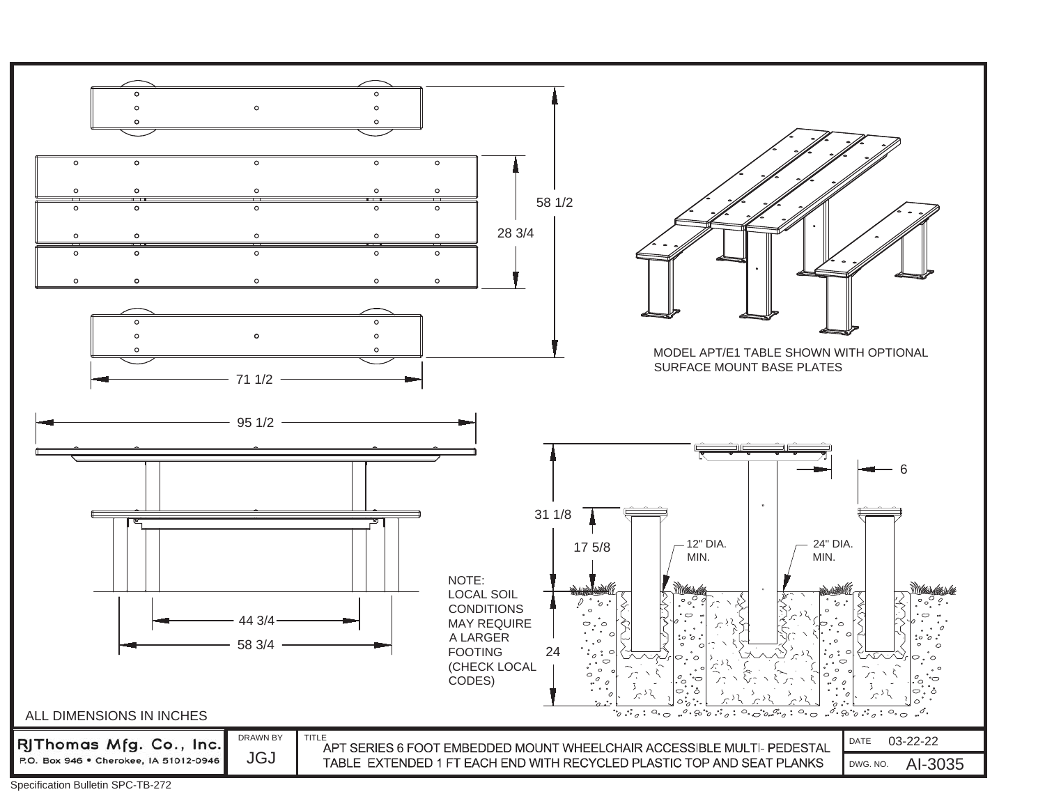58 1/2

28 3/4

71 1/2

MODEL APT/E1 TABLE SHOWN WITH OPTIONAL SURFACE MOUNT BASE PLATES

95 1/2

44 3/4

58 3/4

31 1/8

17 5/8

12" DIA. MIN.

24" DIA. MIN.

6

24

NOTE: LOCAL SOIL CONDITIONS MAY REQUIRE A LARGER FOOTING (CHECK LOCAL CODES)

ALL DIMENSIONS IN INCHES

| | | | |
|---|---|---|---|
| **RJThomas Mfg. Co., Inc.** P.O. Box 946 • Cherokee, IA 51012-0946 | DRAWN BY JGJ | TITLE APT SERIES 6 FOOT EMBEDDED MOUNT WHEELCHAIR ACCESSIBLE MULTI- PEDESTAL TABLE EXTENDED 1 FT EACH END WITH RECYCLED PLASTIC TOP AND SEAT PLANKS | DATE 03-22-22 DWG. NO. AI-3035 |

Specification Bulletin SPC-TB-272